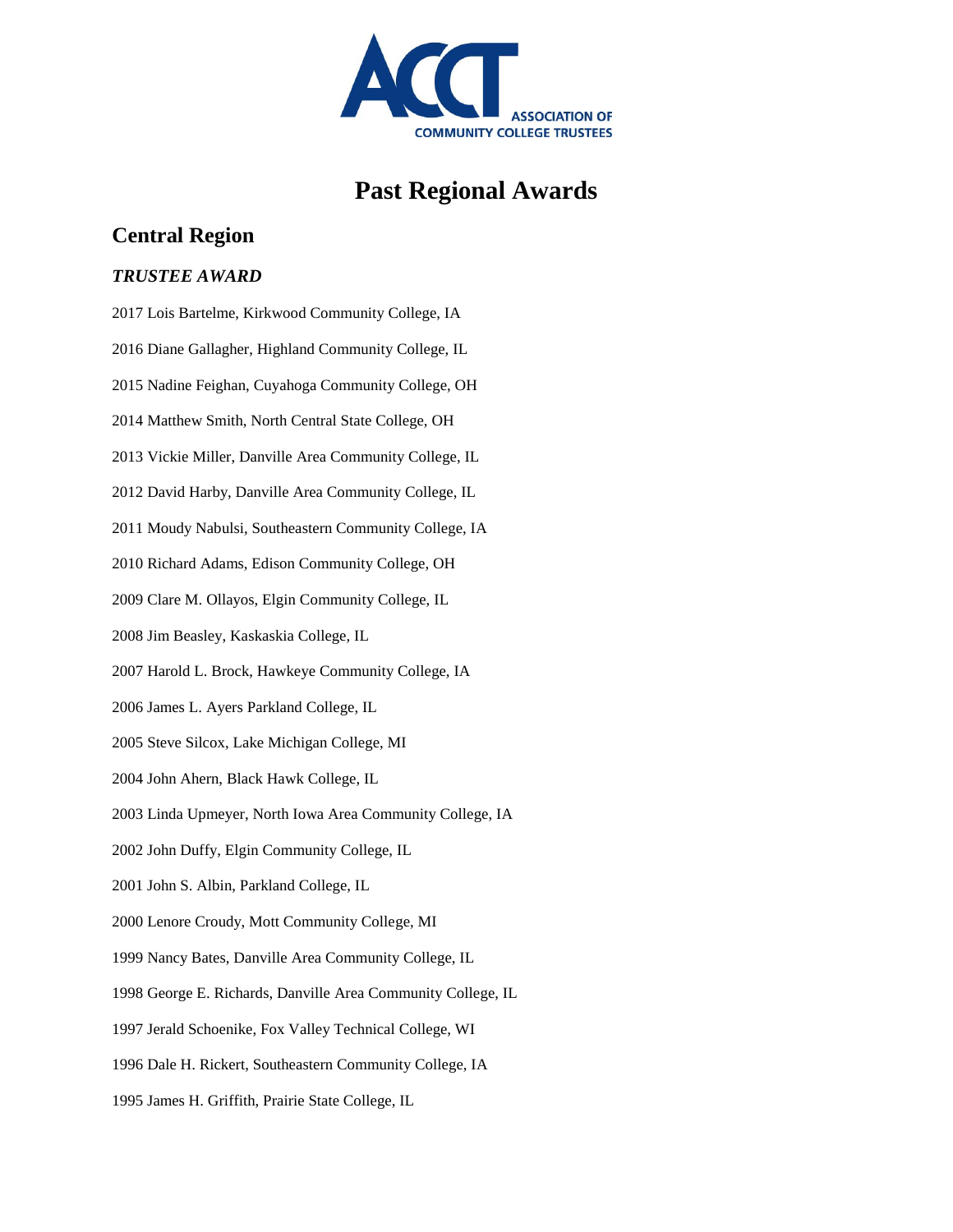# Past Regional Awards

## Central Region

### *TRUSTEE AWARD*

2017 Lois Bartelme, Kirkwood Community College, IA

2016 Diane Gallagher, Highland Community College, IL

2015 Nadine Feighan, Cuyahoga Community College, OH

2014 Matthew Smith, North Central State College, OH

2013 Vickie Miller, Danville Area Community College, IL

2012 David Harby, Danville Area Community College, IL

2011 Moudy Nabulsi, Southeastern Community College, IA

2010 Richard Adams, Edison Community College, OH

2009 Clare M. Ollayos, Elgin Community College, IL

2008 Jim Beasley, Kaskaskia College, IL

2007 Harold L. Brock, Hawkeye Community College, IA

2006 James L. Ayers Parkland College, IL

2005 Steve Silcox, Lake Michigan College, MI

2004 John Ahern, Black Hawk College, IL

2003 Linda Upmeyer, North Iowa Area Community College, IA

2002 John Duffy, Elgin Community College, IL

2001 John S. Albin, Parkland College, IL

2000 Lenore Croudy, Mott Community College, MI

1999 Nancy Bates, Danville Area Community College, IL

1998 George E. Richards, Danville Area Community College, IL

1997 Jerald Schoenike, Fox Valley Technical College, WI

1996 Dale H. Rickert, Southeastern Community College, IA

1995 James H. Griffith, Prairie State College, IL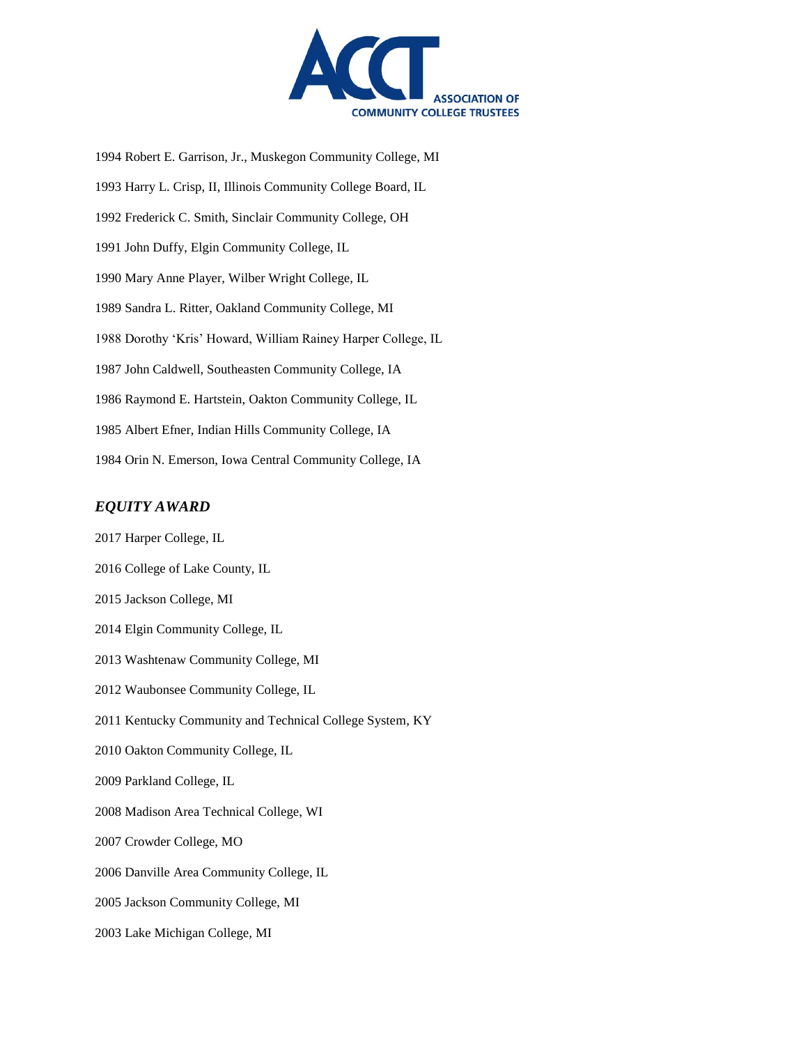1994 Robert E. Garrison, Jr., Muskegon Community College, MI

1993 Harry L. Crisp, II, Illinois Community College Board, IL

1992 Frederick C. Smith, Sinclair Community College, OH

1991 John Duffy, Elgin Community College, IL

1990 Mary Anne Player, Wilber Wright College, IL

1989 Sandra L. Ritter, Oakland Community College, MI

1988 Dorothy 'Kris' Howard, William Rainey Harper College, IL

1987 John Caldwell, Southeasten Community College, IA

1986 Raymond E. Hartstein, Oakton Community College, IL

1985 Albert Efner, Indian Hills Community College, IA

1984 Orin N. Emerson, Iowa Central Community College, IA

## *EQUITY AWARD*

2017 Harper College, IL

2016 College of Lake County, IL

2015 Jackson College, MI

2014 Elgin Community College, IL

2013 Washtenaw Community College, MI

2012 Waubonsee Community College, IL

2011 Kentucky Community and Technical College System, KY

2010 Oakton Community College, IL

2009 Parkland College, IL

2008 Madison Area Technical College, WI

2007 Crowder College, MO

2006 Danville Area Community College, IL

2005 Jackson Community College, MI

2003 Lake Michigan College, MI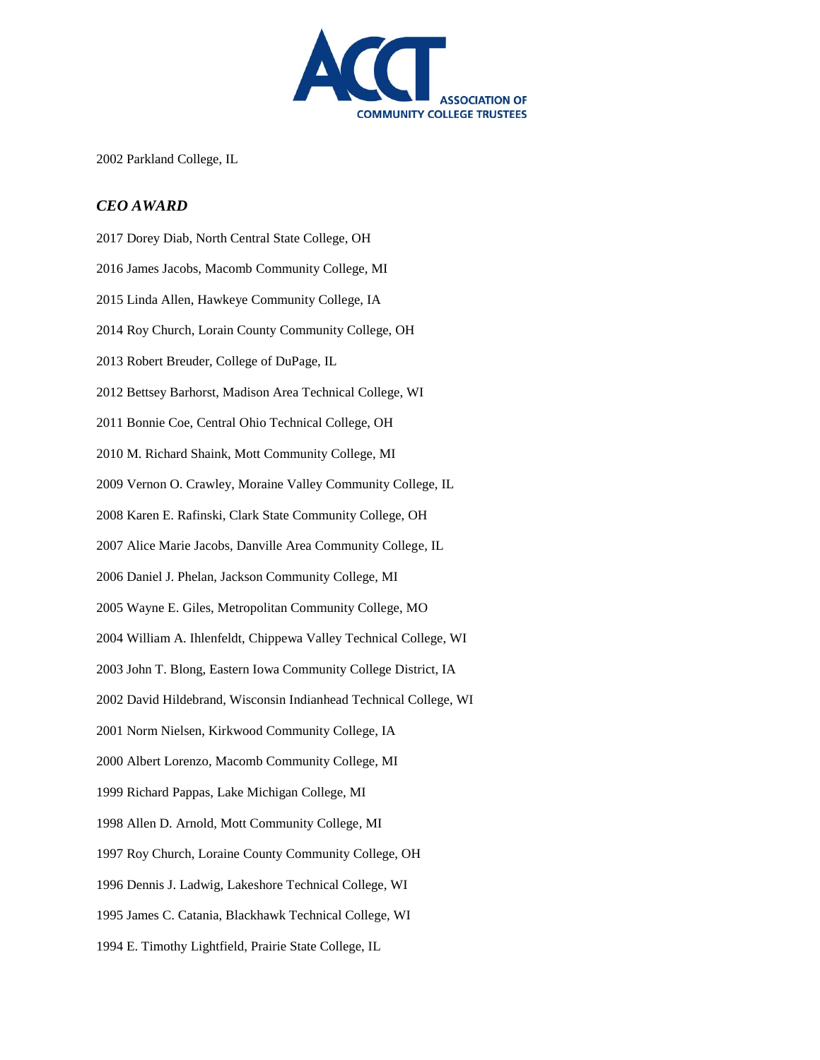2002 Parkland College, IL

### *CEO AWARD*

2017 Dorey Diab, North Central State College, OH

2016 James Jacobs, Macomb Community College, MI

2015 Linda Allen, Hawkeye Community College, IA

2014 Roy Church, Lorain County Community College, OH

2013 Robert Breuder, College of DuPage, IL

2012 Bettsey Barhorst, Madison Area Technical College, WI

2011 Bonnie Coe, Central Ohio Technical College, OH

2010 M. Richard Shaink, Mott Community College, MI

2009 Vernon O. Crawley, Moraine Valley Community College, IL

2008 Karen E. Rafinski, Clark State Community College, OH

2007 Alice Marie Jacobs, Danville Area Community College, IL

2006 Daniel J. Phelan, Jackson Community College, MI

2005 Wayne E. Giles, Metropolitan Community College, MO

2004 William A. Ihlenfeldt, Chippewa Valley Technical College, WI

2003 John T. Blong, Eastern Iowa Community College District, IA

2002 David Hildebrand, Wisconsin Indianhead Technical College, WI

2001 Norm Nielsen, Kirkwood Community College, IA

2000 Albert Lorenzo, Macomb Community College, MI

1999 Richard Pappas, Lake Michigan College, MI

1998 Allen D. Arnold, Mott Community College, MI

1997 Roy Church, Loraine County Community College, OH

1996 Dennis J. Ladwig, Lakeshore Technical College, WI

1995 James C. Catania, Blackhawk Technical College, WI

1994 E. Timothy Lightfield, Prairie State College, IL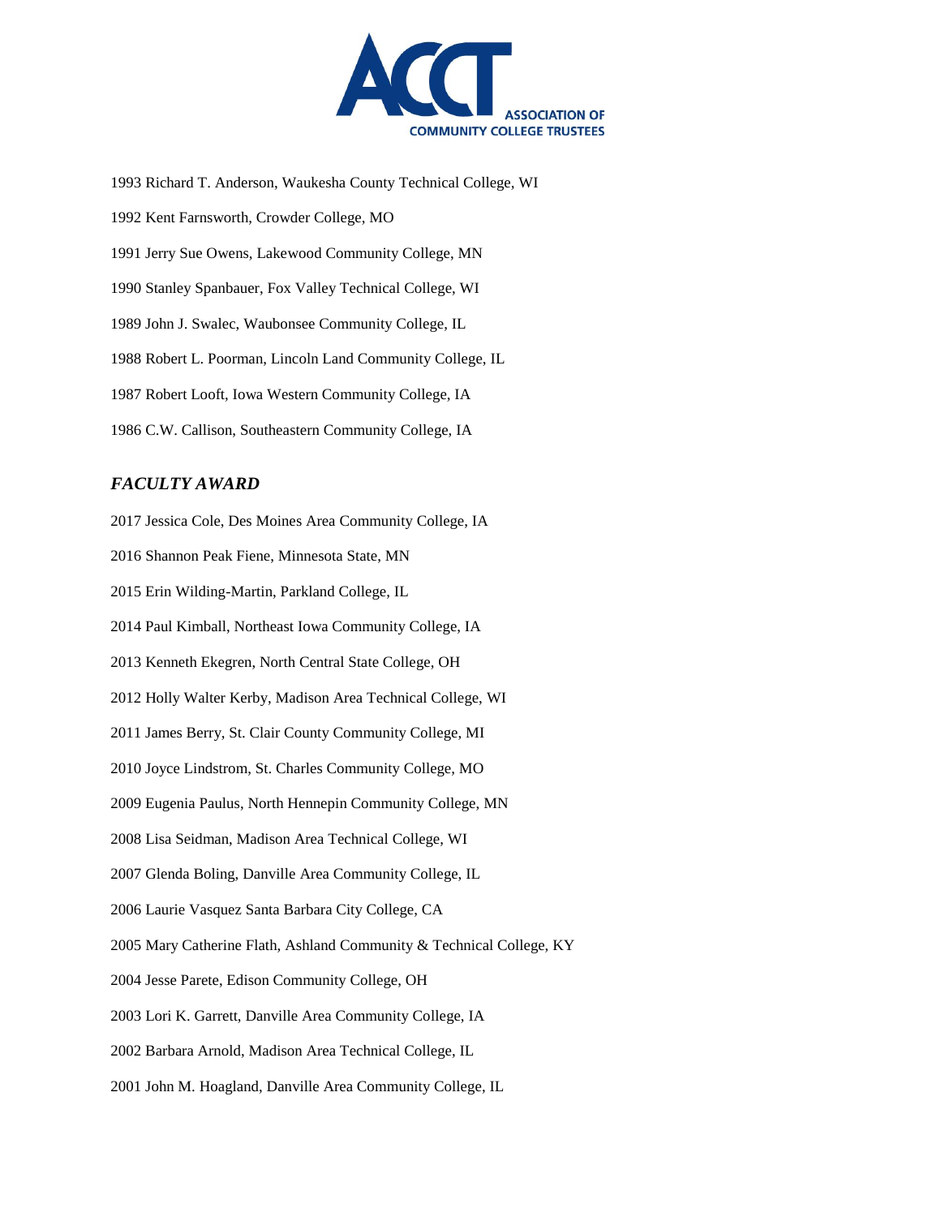1993 Richard T. Anderson, Waukesha County Technical College, WI

1992 Kent Farnsworth, Crowder College, MO

1991 Jerry Sue Owens, Lakewood Community College, MN

1990 Stanley Spanbauer, Fox Valley Technical College, WI

1989 John J. Swalec, Waubonsee Community College, IL

1988 Robert L. Poorman, Lincoln Land Community College, IL

1987 Robert Looft, Iowa Western Community College, IA

1986 C.W. Callison, Southeastern Community College, IA

## *FACULTY AWARD*

2017 Jessica Cole, Des Moines Area Community College, IA

2016 Shannon Peak Fiene, Minnesota State, MN

2015 Erin Wilding-Martin, Parkland College, IL

2014 Paul Kimball, Northeast Iowa Community College, IA

2013 Kenneth Ekegren, North Central State College, OH

2012 Holly Walter Kerby, Madison Area Technical College, WI

2011 James Berry, St. Clair County Community College, MI

2010 Joyce Lindstrom, St. Charles Community College, MO

2009 Eugenia Paulus, North Hennepin Community College, MN

2008 Lisa Seidman, Madison Area Technical College, WI

2007 Glenda Boling, Danville Area Community College, IL

2006 Laurie Vasquez Santa Barbara City College, CA

2005 Mary Catherine Flath, Ashland Community & Technical College, KY

2004 Jesse Parete, Edison Community College, OH

2003 Lori K. Garrett, Danville Area Community College, IA

2002 Barbara Arnold, Madison Area Technical College, IL

2001 John M. Hoagland, Danville Area Community College, IL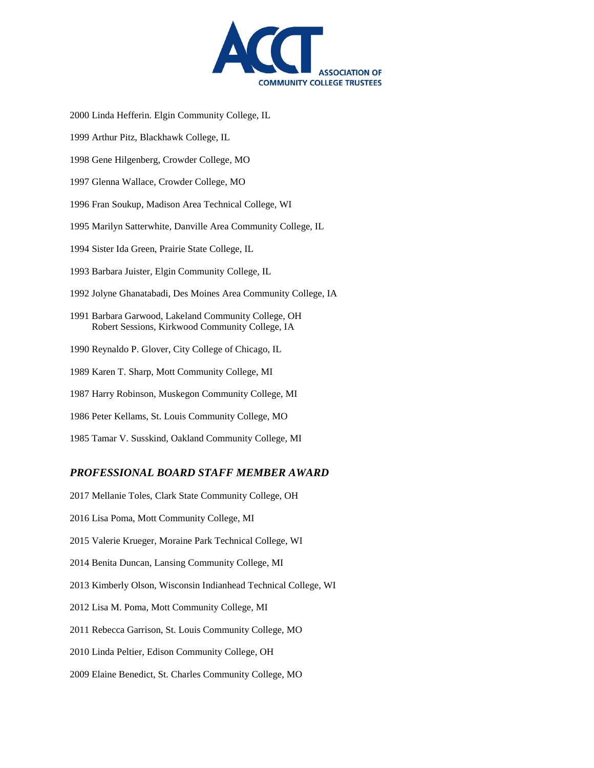2000 Linda Hefferin. Elgin Community College, IL

1999 Arthur Pitz, Blackhawk College, IL

1998 Gene Hilgenberg, Crowder College, MO

1997 Glenna Wallace, Crowder College, MO

1996 Fran Soukup, Madison Area Technical College, WI

1995 Marilyn Satterwhite, Danville Area Community College, IL

1994 Sister Ida Green, Prairie State College, IL

1993 Barbara Juister, Elgin Community College, IL

1992 Jolyne Ghanatabadi, Des Moines Area Community College, IA

1991 Barbara Garwood, Lakeland Community College, OH
Robert Sessions, Kirkwood Community College, IA

1990 Reynaldo P. Glover, City College of Chicago, IL

1989 Karen T. Sharp, Mott Community College, MI

1987 Harry Robinson, Muskegon Community College, MI

1986 Peter Kellams, St. Louis Community College, MO

1985 Tamar V. Susskind, Oakland Community College, MI

## *PROFESSIONAL BOARD STAFF MEMBER AWARD*

2017 Mellanie Toles, Clark State Community College, OH

2016 Lisa Poma, Mott Community College, MI

2015 Valerie Krueger, Moraine Park Technical College, WI

2014 Benita Duncan, Lansing Community College, MI

2013 Kimberly Olson, Wisconsin Indianhead Technical College, WI

2012 Lisa M. Poma, Mott Community College, MI

2011 Rebecca Garrison, St. Louis Community College, MO

2010 Linda Peltier, Edison Community College, OH

2009 Elaine Benedict, St. Charles Community College, MO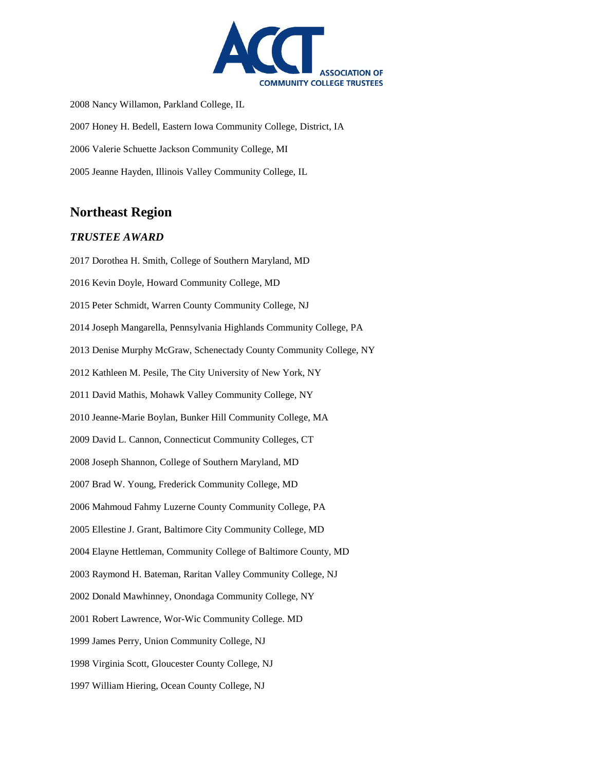2008 Nancy Willamon, Parkland College, IL

2007 Honey H. Bedell, Eastern Iowa Community College, District, IA

2006 Valerie Schuette Jackson Community College, MI

2005 Jeanne Hayden, Illinois Valley Community College, IL

## Northeast Region

### *TRUSTEE AWARD*

2017 Dorothea H. Smith, College of Southern Maryland, MD

2016 Kevin Doyle, Howard Community College, MD

2015 Peter Schmidt, Warren County Community College, NJ

2014 Joseph Mangarella, Pennsylvania Highlands Community College, PA

2013 Denise Murphy McGraw, Schenectady County Community College, NY

2012 Kathleen M. Pesile, The City University of New York, NY

2011 David Mathis, Mohawk Valley Community College, NY

2010 Jeanne-Marie Boylan, Bunker Hill Community College, MA

2009 David L. Cannon, Connecticut Community Colleges, CT

2008 Joseph Shannon, College of Southern Maryland, MD

2007 Brad W. Young, Frederick Community College, MD

2006 Mahmoud Fahmy Luzerne County Community College, PA

2005 Ellestine J. Grant, Baltimore City Community College, MD

2004 Elayne Hettleman, Community College of Baltimore County, MD

2003 Raymond H. Bateman, Raritan Valley Community College, NJ

2002 Donald Mawhinney, Onondaga Community College, NY

2001 Robert Lawrence, Wor-Wic Community College. MD

1999 James Perry, Union Community College, NJ

1998 Virginia Scott, Gloucester County College, NJ

1997 William Hiering, Ocean County College, NJ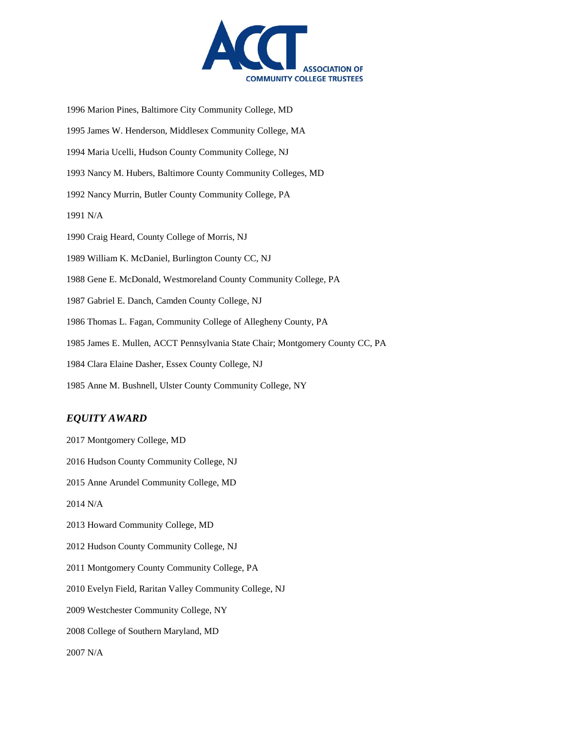1996 Marion Pines, Baltimore City Community College, MD

1995 James W. Henderson, Middlesex Community College, MA

1994 Maria Ucelli, Hudson County Community College, NJ

1993 Nancy M. Hubers, Baltimore County Community Colleges, MD

1992 Nancy Murrin, Butler County Community College, PA

1991 N/A

1990 Craig Heard, County College of Morris, NJ

1989 William K. McDaniel, Burlington County CC, NJ

1988 Gene E. McDonald, Westmoreland County Community College, PA

1987 Gabriel E. Danch, Camden County College, NJ

1986 Thomas L. Fagan, Community College of Allegheny County, PA

1985 James E. Mullen, ACCT Pennsylvania State Chair; Montgomery County CC, PA

1984 Clara Elaine Dasher, Essex County College, NJ

1985 Anne M. Bushnell, Ulster County Community College, NY

### *EQUITY AWARD*

2017 Montgomery College, MD

2016 Hudson County Community College, NJ

2015 Anne Arundel Community College, MD

2014 N/A

2013 Howard Community College, MD

2012 Hudson County Community College, NJ

2011 Montgomery County Community College, PA

2010 Evelyn Field, Raritan Valley Community College, NJ

2009 Westchester Community College, NY

2008 College of Southern Maryland, MD

2007 N/A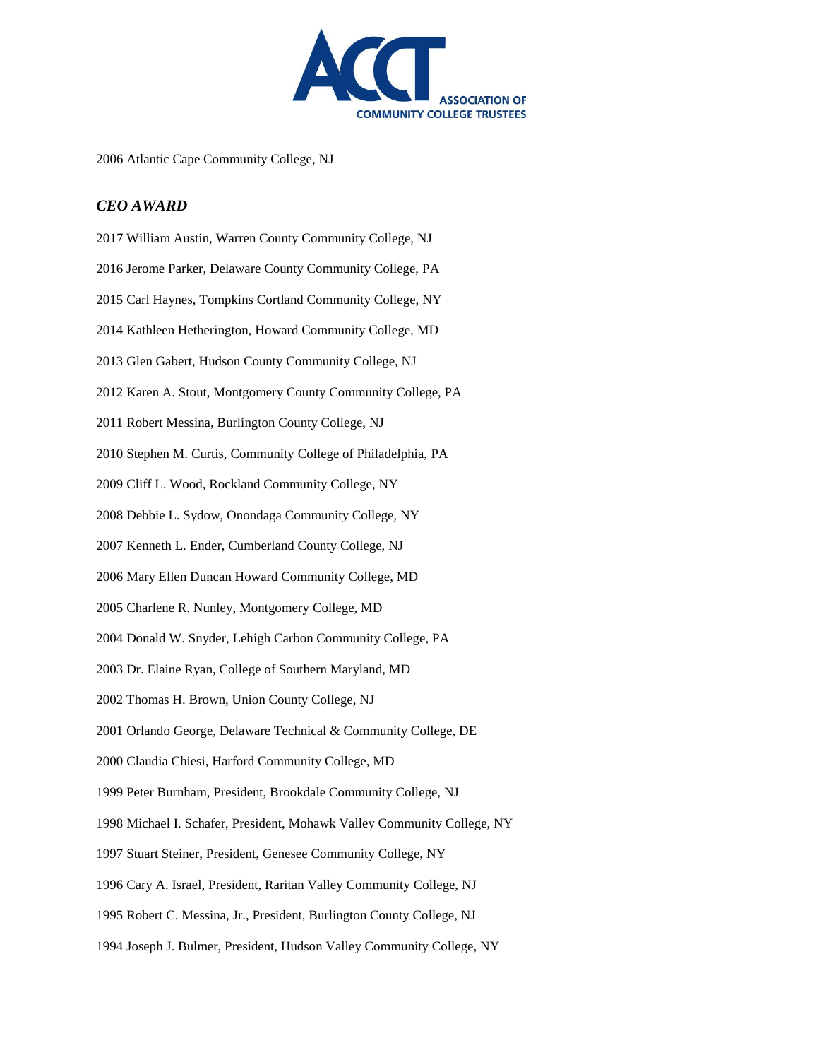2006 Atlantic Cape Community College, NJ

## *CEO AWARD*

2017 William Austin, Warren County Community College, NJ

2016 Jerome Parker, Delaware County Community College, PA

2015 Carl Haynes, Tompkins Cortland Community College, NY

2014 Kathleen Hetherington, Howard Community College, MD

2013 Glen Gabert, Hudson County Community College, NJ

2012 Karen A. Stout, Montgomery County Community College, PA

2011 Robert Messina, Burlington County College, NJ

2010 Stephen M. Curtis, Community College of Philadelphia, PA

2009 Cliff L. Wood, Rockland Community College, NY

2008 Debbie L. Sydow, Onondaga Community College, NY

2007 Kenneth L. Ender, Cumberland County College, NJ

2006 Mary Ellen Duncan Howard Community College, MD

2005 Charlene R. Nunley, Montgomery College, MD

2004 Donald W. Snyder, Lehigh Carbon Community College, PA

2003 Dr. Elaine Ryan, College of Southern Maryland, MD

2002 Thomas H. Brown, Union County College, NJ

2001 Orlando George, Delaware Technical & Community College, DE

2000 Claudia Chiesi, Harford Community College, MD

1999 Peter Burnham, President, Brookdale Community College, NJ

1998 Michael I. Schafer, President, Mohawk Valley Community College, NY

1997 Stuart Steiner, President, Genesee Community College, NY

1996 Cary A. Israel, President, Raritan Valley Community College, NJ

1995 Robert C. Messina, Jr., President, Burlington County College, NJ

1994 Joseph J. Bulmer, President, Hudson Valley Community College, NY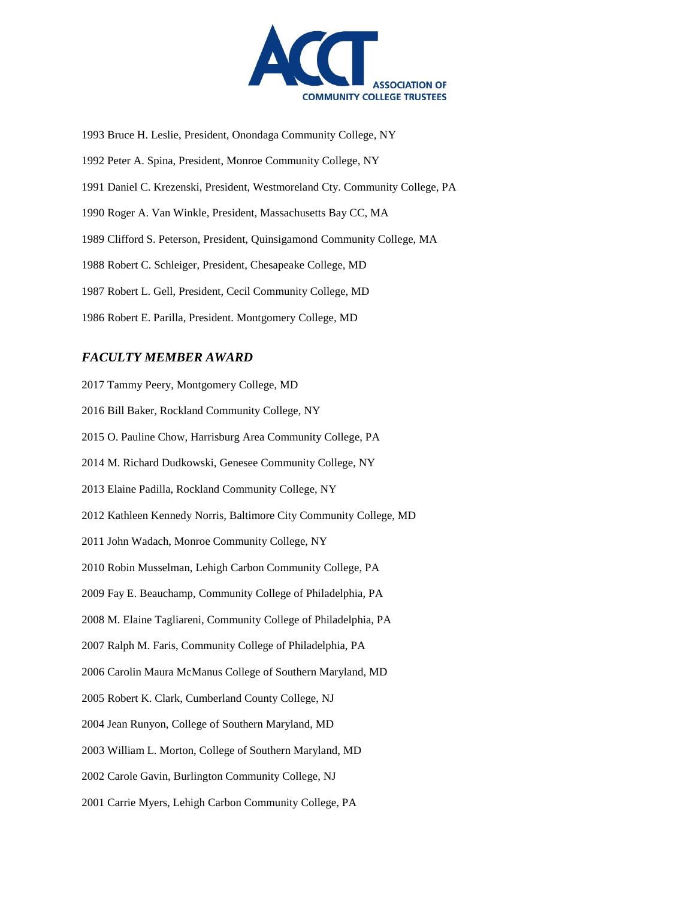1993 Bruce H. Leslie, President, Onondaga Community College, NY

1992 Peter A. Spina, President, Monroe Community College, NY

1991 Daniel C. Krezenski, President, Westmoreland Cty. Community College, PA

1990 Roger A. Van Winkle, President, Massachusetts Bay CC, MA

1989 Clifford S. Peterson, President, Quinsigamond Community College, MA

1988 Robert C. Schleiger, President, Chesapeake College, MD

1987 Robert L. Gell, President, Cecil Community College, MD

1986 Robert E. Parilla, President. Montgomery College, MD

### *FACULTY MEMBER AWARD*

2017 Tammy Peery, Montgomery College, MD

2016 Bill Baker, Rockland Community College, NY

2015 O. Pauline Chow, Harrisburg Area Community College, PA

2014 M. Richard Dudkowski, Genesee Community College, NY

2013 Elaine Padilla, Rockland Community College, NY

2012 Kathleen Kennedy Norris, Baltimore City Community College, MD

2011 John Wadach, Monroe Community College, NY

2010 Robin Musselman, Lehigh Carbon Community College, PA

2009 Fay E. Beauchamp, Community College of Philadelphia, PA

2008 M. Elaine Tagliareni, Community College of Philadelphia, PA

2007 Ralph M. Faris, Community College of Philadelphia, PA

2006 Carolin Maura McManus College of Southern Maryland, MD

2005 Robert K. Clark, Cumberland County College, NJ

2004 Jean Runyon, College of Southern Maryland, MD

2003 William L. Morton, College of Southern Maryland, MD

2002 Carole Gavin, Burlington Community College, NJ

2001 Carrie Myers, Lehigh Carbon Community College, PA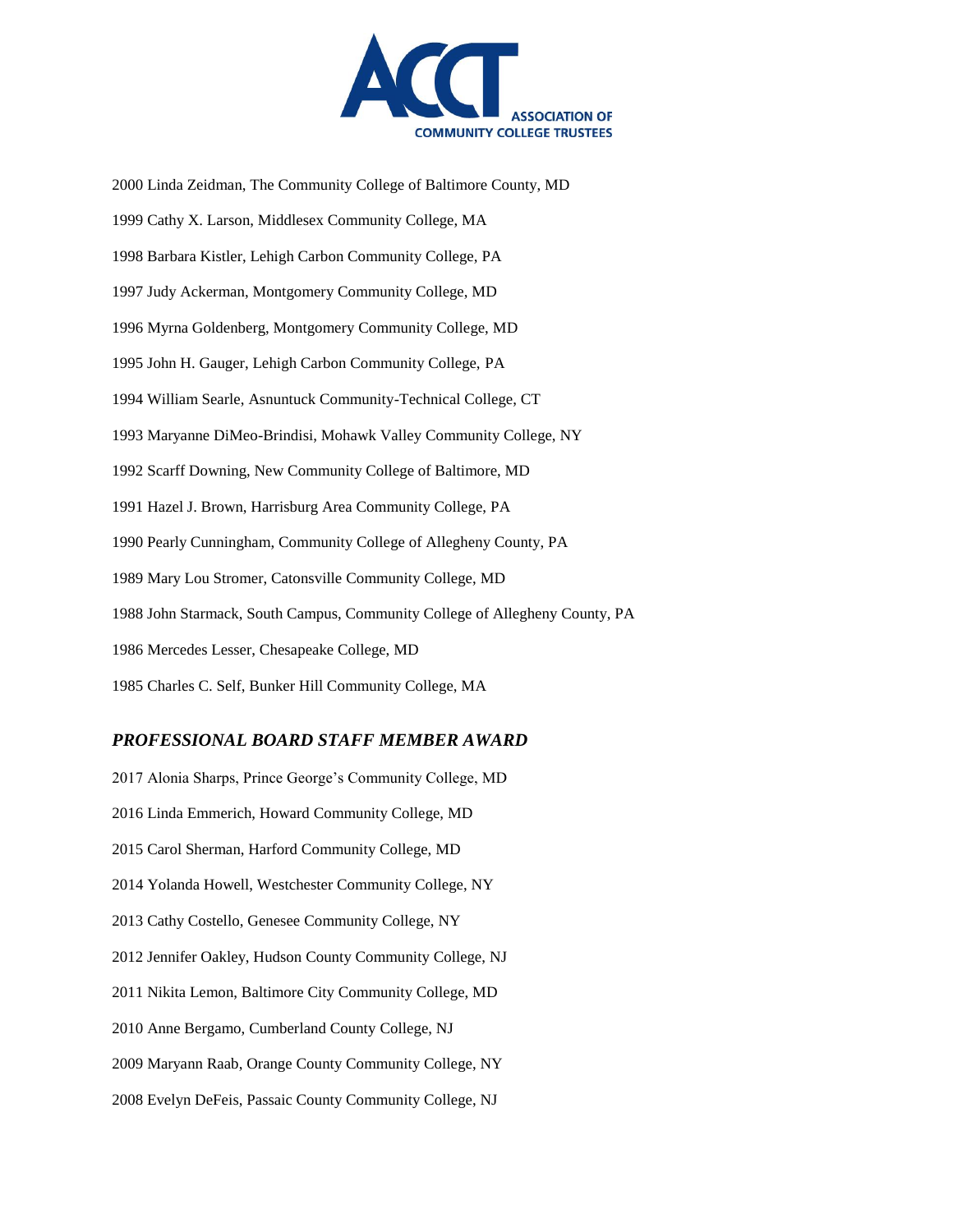2000 Linda Zeidman, The Community College of Baltimore County, MD

1999 Cathy X. Larson, Middlesex Community College, MA

1998 Barbara Kistler, Lehigh Carbon Community College, PA

1997 Judy Ackerman, Montgomery Community College, MD

1996 Myrna Goldenberg, Montgomery Community College, MD

1995 John H. Gauger, Lehigh Carbon Community College, PA

1994 William Searle, Asnuntuck Community-Technical College, CT

1993 Maryanne DiMeo-Brindisi, Mohawk Valley Community College, NY

1992 Scarff Downing, New Community College of Baltimore, MD

1991 Hazel J. Brown, Harrisburg Area Community College, PA

1990 Pearly Cunningham, Community College of Allegheny County, PA

1989 Mary Lou Stromer, Catonsville Community College, MD

1988 John Starmack, South Campus, Community College of Allegheny County, PA

1986 Mercedes Lesser, Chesapeake College, MD

1985 Charles C. Self, Bunker Hill Community College, MA

## *PROFESSIONAL BOARD STAFF MEMBER AWARD*

2017 Alonia Sharps, Prince George's Community College, MD

2016 Linda Emmerich, Howard Community College, MD

2015 Carol Sherman, Harford Community College, MD

2014 Yolanda Howell, Westchester Community College, NY

2013 Cathy Costello, Genesee Community College, NY

2012 Jennifer Oakley, Hudson County Community College, NJ

2011 Nikita Lemon, Baltimore City Community College, MD

2010 Anne Bergamo, Cumberland County College, NJ

2009 Maryann Raab, Orange County Community College, NY

2008 Evelyn DeFeis, Passaic County Community College, NJ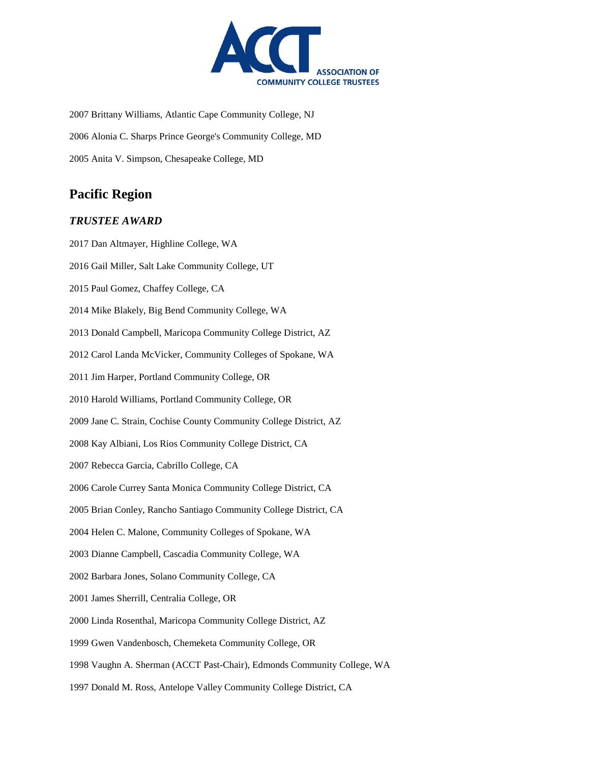2007 Brittany Williams, Atlantic Cape Community College, NJ

2006 Alonia C. Sharps Prince George's Community College, MD

2005 Anita V. Simpson, Chesapeake College, MD

## Pacific Region

### *TRUSTEE AWARD*

2017 Dan Altmayer, Highline College, WA

2016 Gail Miller, Salt Lake Community College, UT

2015 Paul Gomez, Chaffey College, CA

2014 Mike Blakely, Big Bend Community College, WA

2013 Donald Campbell, Maricopa Community College District, AZ

2012 Carol Landa McVicker, Community Colleges of Spokane, WA

2011 Jim Harper, Portland Community College, OR

2010 Harold Williams, Portland Community College, OR

2009 Jane C. Strain, Cochise County Community College District, AZ

2008 Kay Albiani, Los Rios Community College District, CA

2007 Rebecca Garcia, Cabrillo College, CA

2006 Carole Currey Santa Monica Community College District, CA

2005 Brian Conley, Rancho Santiago Community College District, CA

2004 Helen C. Malone, Community Colleges of Spokane, WA

2003 Dianne Campbell, Cascadia Community College, WA

2002 Barbara Jones, Solano Community College, CA

2001 James Sherrill, Centralia College, OR

2000 Linda Rosenthal, Maricopa Community College District, AZ

1999 Gwen Vandenbosch, Chemeketa Community College, OR

1998 Vaughn A. Sherman (ACCT Past-Chair), Edmonds Community College, WA

1997 Donald M. Ross, Antelope Valley Community College District, CA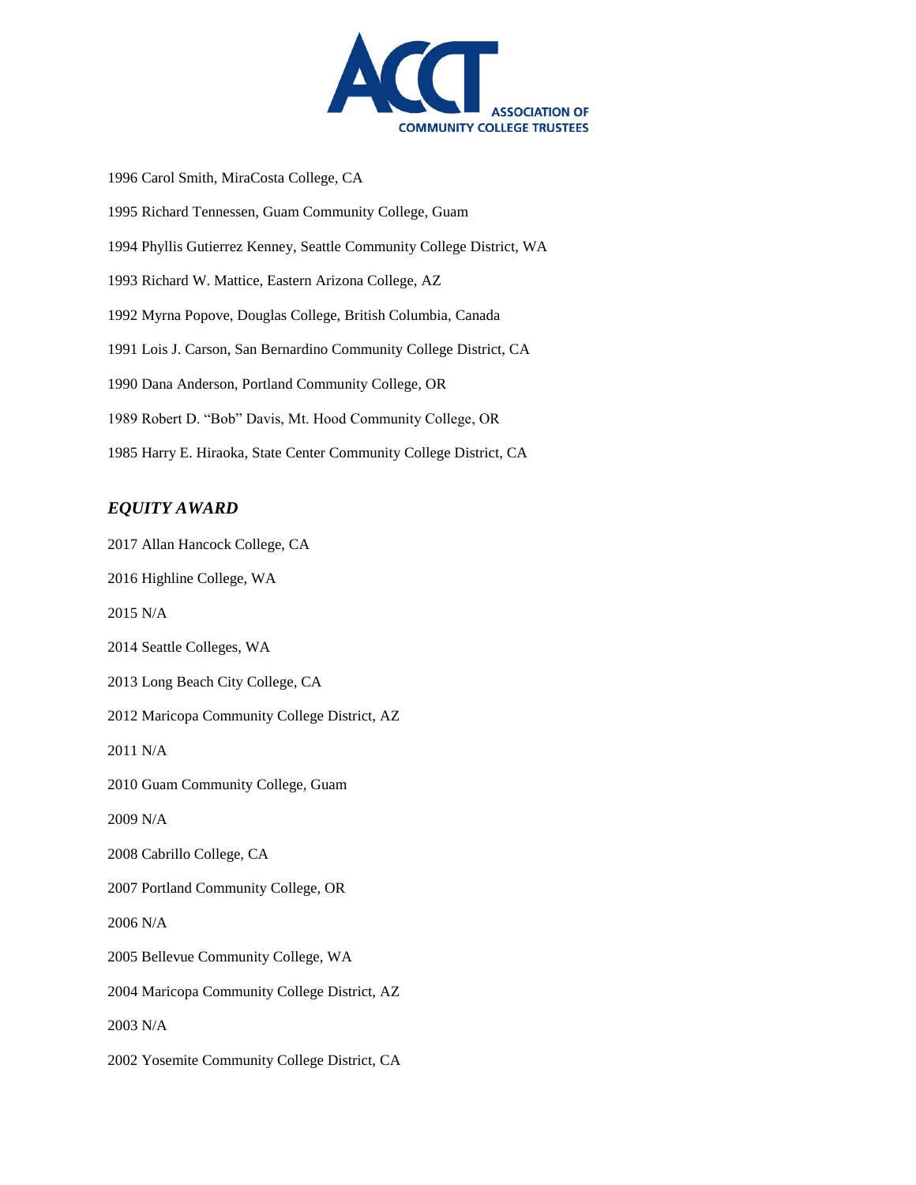1996 Carol Smith, MiraCosta College, CA

1995 Richard Tennessen, Guam Community College, Guam

1994 Phyllis Gutierrez Kenney, Seattle Community College District, WA

1993 Richard W. Mattice, Eastern Arizona College, AZ

1992 Myrna Popove, Douglas College, British Columbia, Canada

1991 Lois J. Carson, San Bernardino Community College District, CA

1990 Dana Anderson, Portland Community College, OR

1989 Robert D. "Bob" Davis, Mt. Hood Community College, OR

1985 Harry E. Hiraoka, State Center Community College District, CA

## ***EQUITY AWARD***

2017 Allan Hancock College, CA

2016 Highline College, WA

2015 N/A

2014 Seattle Colleges, WA

2013 Long Beach City College, CA

2012 Maricopa Community College District, AZ

2011 N/A

2010 Guam Community College, Guam

2009 N/A

2008 Cabrillo College, CA

2007 Portland Community College, OR

2006 N/A

2005 Bellevue Community College, WA

2004 Maricopa Community College District, AZ

2003 N/A

2002 Yosemite Community College District, CA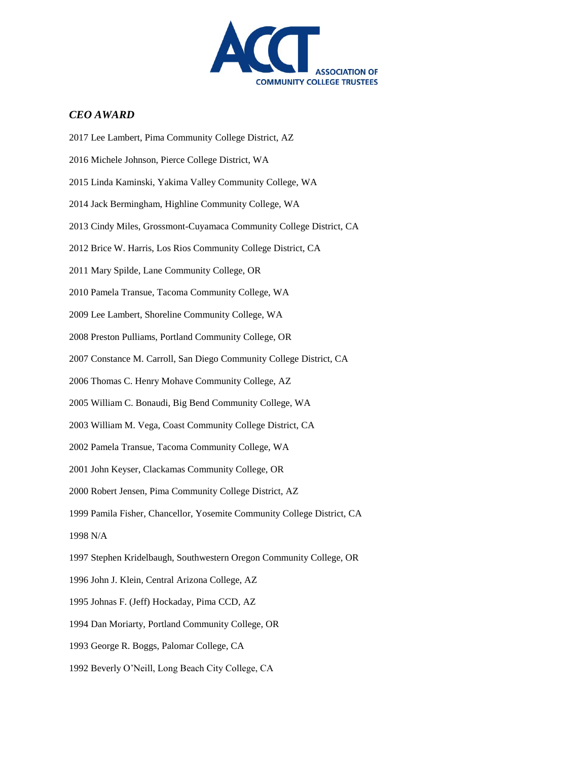## *CEO AWARD*

2017 Lee Lambert, Pima Community College District, AZ

2016 Michele Johnson, Pierce College District, WA

2015 Linda Kaminski, Yakima Valley Community College, WA

2014 Jack Bermingham, Highline Community College, WA

2013 Cindy Miles, Grossmont-Cuyamaca Community College District, CA

2012 Brice W. Harris, Los Rios Community College District, CA

2011 Mary Spilde, Lane Community College, OR

2010 Pamela Transue, Tacoma Community College, WA

2009 Lee Lambert, Shoreline Community College, WA

2008 Preston Pulliams, Portland Community College, OR

2007 Constance M. Carroll, San Diego Community College District, CA

2006 Thomas C. Henry Mohave Community College, AZ

2005 William C. Bonaudi, Big Bend Community College, WA

2003 William M. Vega, Coast Community College District, CA

2002 Pamela Transue, Tacoma Community College, WA

2001 John Keyser, Clackamas Community College, OR

2000 Robert Jensen, Pima Community College District, AZ

1999 Pamila Fisher, Chancellor, Yosemite Community College District, CA

1998 N/A

1997 Stephen Kridelbaugh, Southwestern Oregon Community College, OR

1996 John J. Klein, Central Arizona College, AZ

1995 Johnas F. (Jeff) Hockaday, Pima CCD, AZ

1994 Dan Moriarty, Portland Community College, OR

1993 George R. Boggs, Palomar College, CA

1992 Beverly O'Neill, Long Beach City College, CA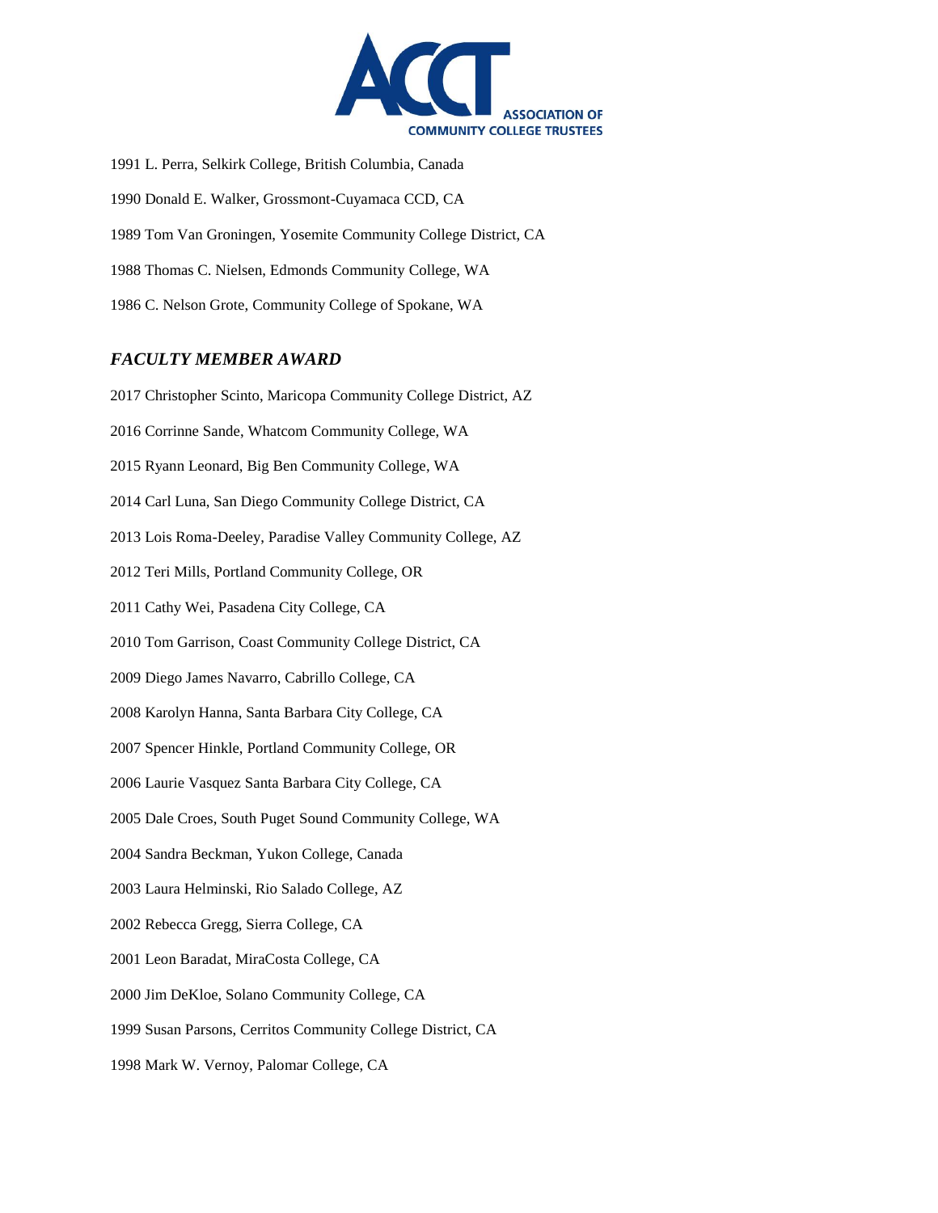1991 L. Perra, Selkirk College, British Columbia, Canada

1990 Donald E. Walker, Grossmont-Cuyamaca CCD, CA

1989 Tom Van Groningen, Yosemite Community College District, CA

1988 Thomas C. Nielsen, Edmonds Community College, WA

1986 C. Nelson Grote, Community College of Spokane, WA

### *FACULTY MEMBER AWARD*

2017 Christopher Scinto, Maricopa Community College District, AZ

2016 Corrinne Sande, Whatcom Community College, WA

2015 Ryann Leonard, Big Ben Community College, WA

2014 Carl Luna, San Diego Community College District, CA

2013 Lois Roma-Deeley, Paradise Valley Community College, AZ

2012 Teri Mills, Portland Community College, OR

2011 Cathy Wei, Pasadena City College, CA

2010 Tom Garrison, Coast Community College District, CA

2009 Diego James Navarro, Cabrillo College, CA

2008 Karolyn Hanna, Santa Barbara City College, CA

2007 Spencer Hinkle, Portland Community College, OR

2006 Laurie Vasquez Santa Barbara City College, CA

2005 Dale Croes, South Puget Sound Community College, WA

2004 Sandra Beckman, Yukon College, Canada

2003 Laura Helminski, Rio Salado College, AZ

2002 Rebecca Gregg, Sierra College, CA

2001 Leon Baradat, MiraCosta College, CA

2000 Jim DeKloe, Solano Community College, CA

1999 Susan Parsons, Cerritos Community College District, CA

1998 Mark W. Vernoy, Palomar College, CA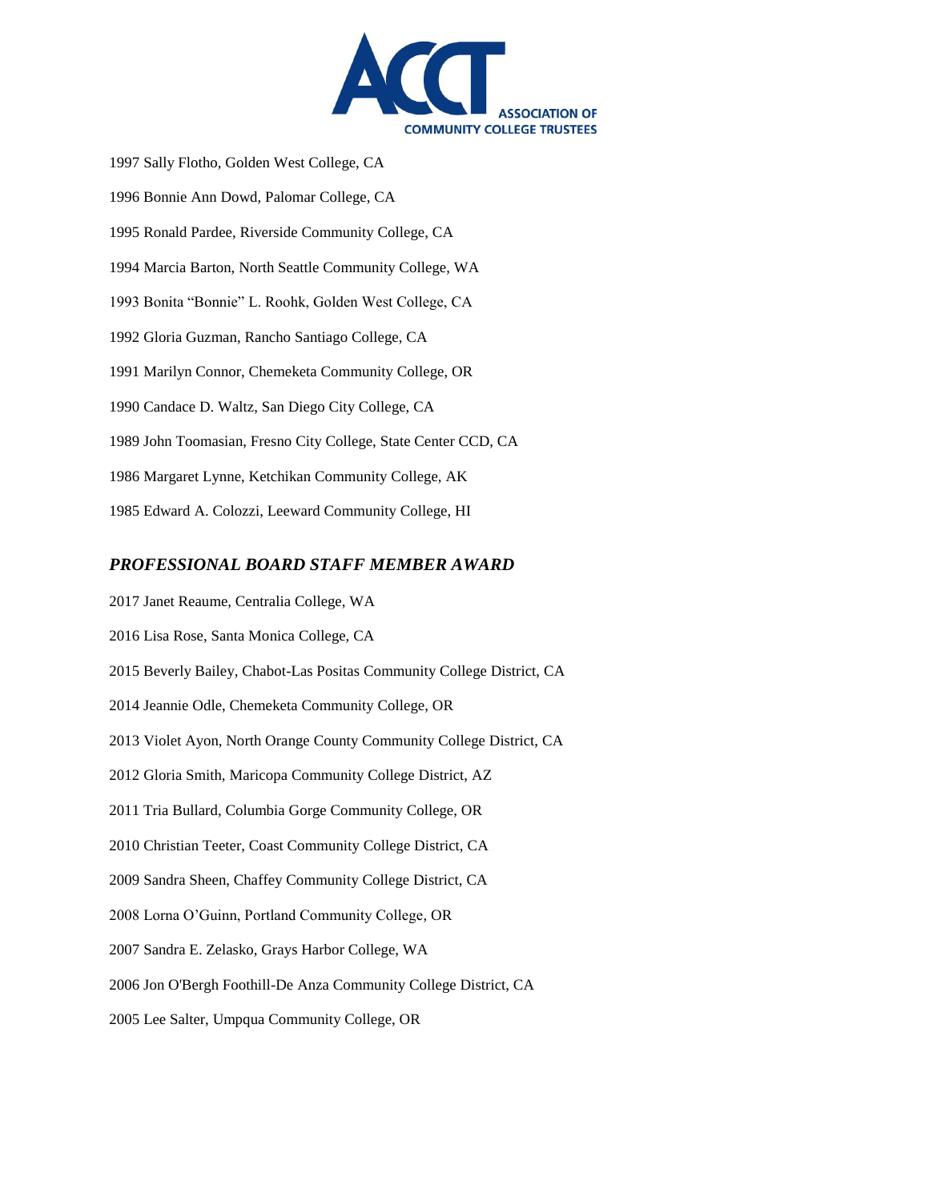1997 Sally Flotho, Golden West College, CA

1996 Bonnie Ann Dowd, Palomar College, CA

1995 Ronald Pardee, Riverside Community College, CA

1994 Marcia Barton, North Seattle Community College, WA

1993 Bonita “Bonnie” L. Roohk, Golden West College, CA

1992 Gloria Guzman, Rancho Santiago College, CA

1991 Marilyn Connor, Chemeketa Community College, OR

1990 Candace D. Waltz, San Diego City College, CA

1989 John Toomasian, Fresno City College, State Center CCD, CA

1986 Margaret Lynne, Ketchikan Community College, AK

1985 Edward A. Colozzi, Leeward Community College, HI

### *PROFESSIONAL BOARD STAFF MEMBER AWARD*

2017 Janet Reaume, Centralia College, WA

2016 Lisa Rose, Santa Monica College, CA

2015 Beverly Bailey, Chabot-Las Positas Community College District, CA

2014 Jeannie Odle, Chemeketa Community College, OR

2013 Violet Ayon, North Orange County Community College District, CA

2012 Gloria Smith, Maricopa Community College District, AZ

2011 Tria Bullard, Columbia Gorge Community College, OR

2010 Christian Teeter, Coast Community College District, CA

2009 Sandra Sheen, Chaffey Community College District, CA

2008 Lorna O’Guinn, Portland Community College, OR

2007 Sandra E. Zelasko, Grays Harbor College, WA

2006 Jon O'Bergh Foothill-De Anza Community College District, CA

2005 Lee Salter, Umpqua Community College, OR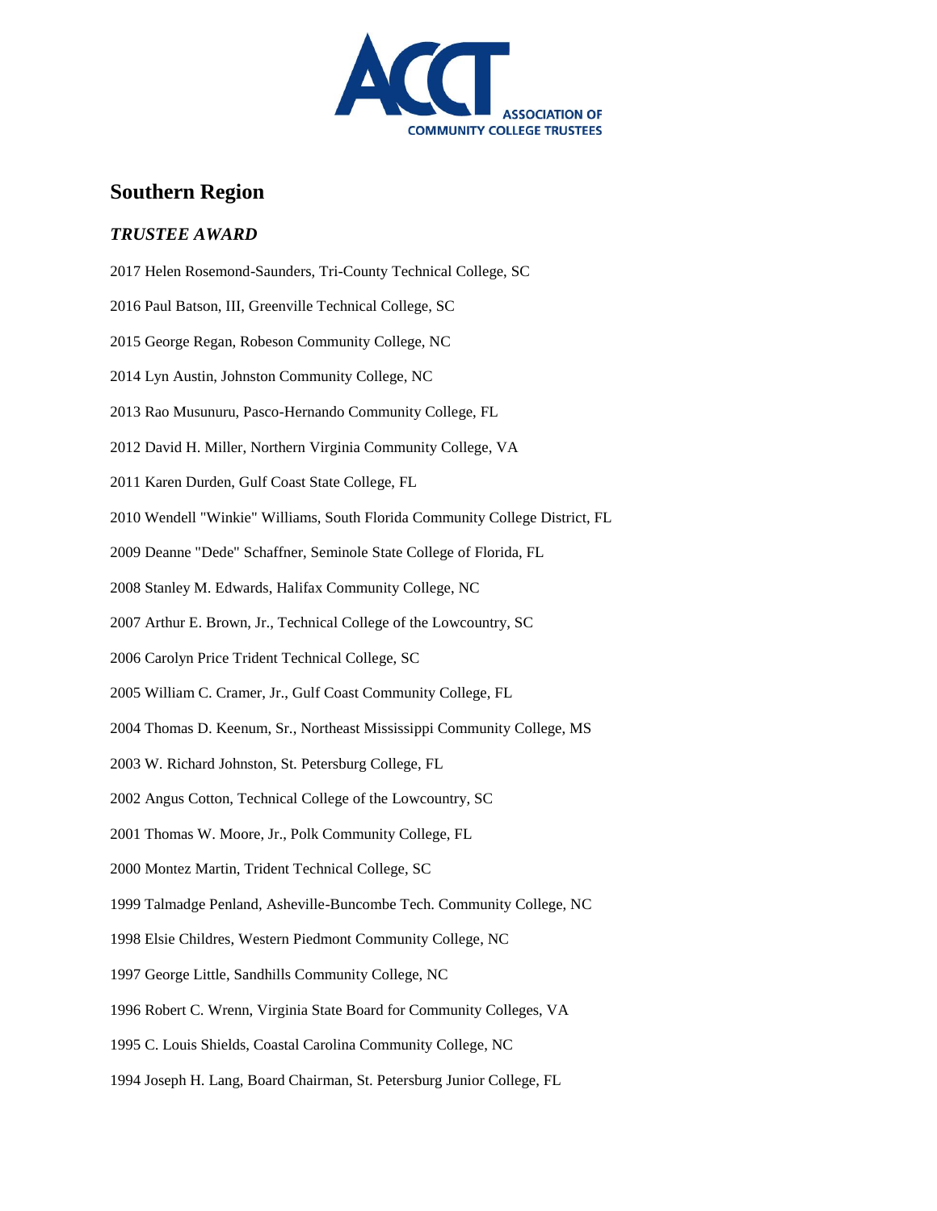## Southern Region

### *TRUSTEE AWARD*

2017 Helen Rosemond-Saunders, Tri-County Technical College, SC

2016 Paul Batson, III, Greenville Technical College, SC

2015 George Regan, Robeson Community College, NC

2014 Lyn Austin, Johnston Community College, NC

2013 Rao Musunuru, Pasco-Hernando Community College, FL

2012 David H. Miller, Northern Virginia Community College, VA

2011 Karen Durden, Gulf Coast State College, FL

2010 Wendell "Winkie" Williams, South Florida Community College District, FL

2009 Deanne "Dede" Schaffner, Seminole State College of Florida, FL

2008 Stanley M. Edwards, Halifax Community College, NC

2007 Arthur E. Brown, Jr., Technical College of the Lowcountry, SC

2006 Carolyn Price Trident Technical College, SC

2005 William C. Cramer, Jr., Gulf Coast Community College, FL

2004 Thomas D. Keenum, Sr., Northeast Mississippi Community College, MS

2003 W. Richard Johnston, St. Petersburg College, FL

2002 Angus Cotton, Technical College of the Lowcountry, SC

2001 Thomas W. Moore, Jr., Polk Community College, FL

2000 Montez Martin, Trident Technical College, SC

1999 Talmadge Penland, Asheville-Buncombe Tech. Community College, NC

1998 Elsie Childres, Western Piedmont Community College, NC

1997 George Little, Sandhills Community College, NC

1996 Robert C. Wrenn, Virginia State Board for Community Colleges, VA

1995 C. Louis Shields, Coastal Carolina Community College, NC

1994 Joseph H. Lang, Board Chairman, St. Petersburg Junior College, FL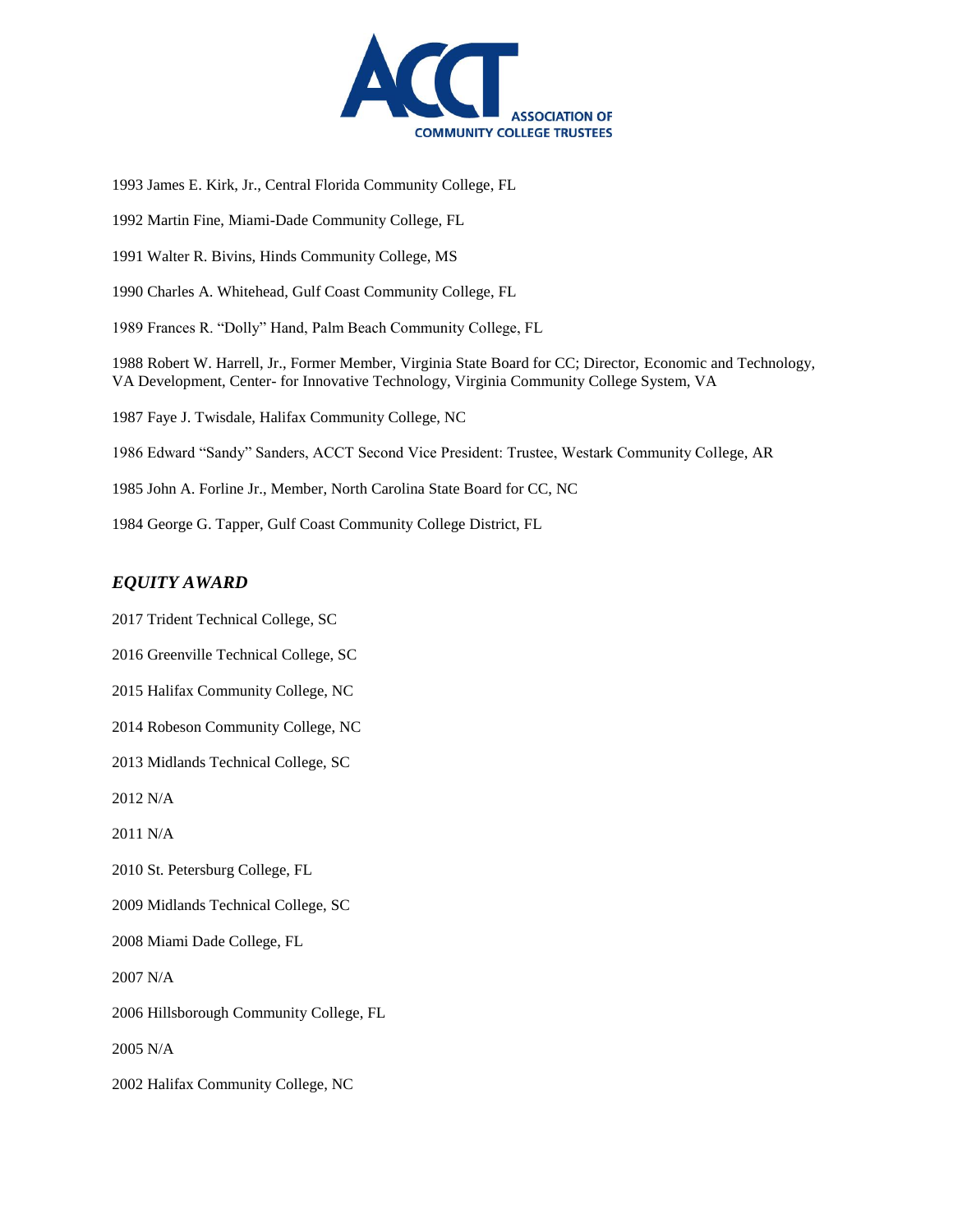1993 James E. Kirk, Jr., Central Florida Community College, FL

1992 Martin Fine, Miami-Dade Community College, FL

1991 Walter R. Bivins, Hinds Community College, MS

1990 Charles A. Whitehead, Gulf Coast Community College, FL

1989 Frances R. "Dolly" Hand, Palm Beach Community College, FL

1988 Robert W. Harrell, Jr., Former Member, Virginia State Board for CC; Director, Economic and Technology, VA Development, Center- for Innovative Technology, Virginia Community College System, VA

1987 Faye J. Twisdale, Halifax Community College, NC

1986 Edward "Sandy" Sanders, ACCT Second Vice President: Trustee, Westark Community College, AR

1985 John A. Forline Jr., Member, North Carolina State Board for CC, NC

1984 George G. Tapper, Gulf Coast Community College District, FL

### *EQUITY AWARD*

2017 Trident Technical College, SC

2016 Greenville Technical College, SC

2015 Halifax Community College, NC

2014 Robeson Community College, NC

2013 Midlands Technical College, SC

2012 N/A

2011 N/A

2010 St. Petersburg College, FL

2009 Midlands Technical College, SC

2008 Miami Dade College, FL

2007 N/A

2006 Hillsborough Community College, FL

2005 N/A

2002 Halifax Community College, NC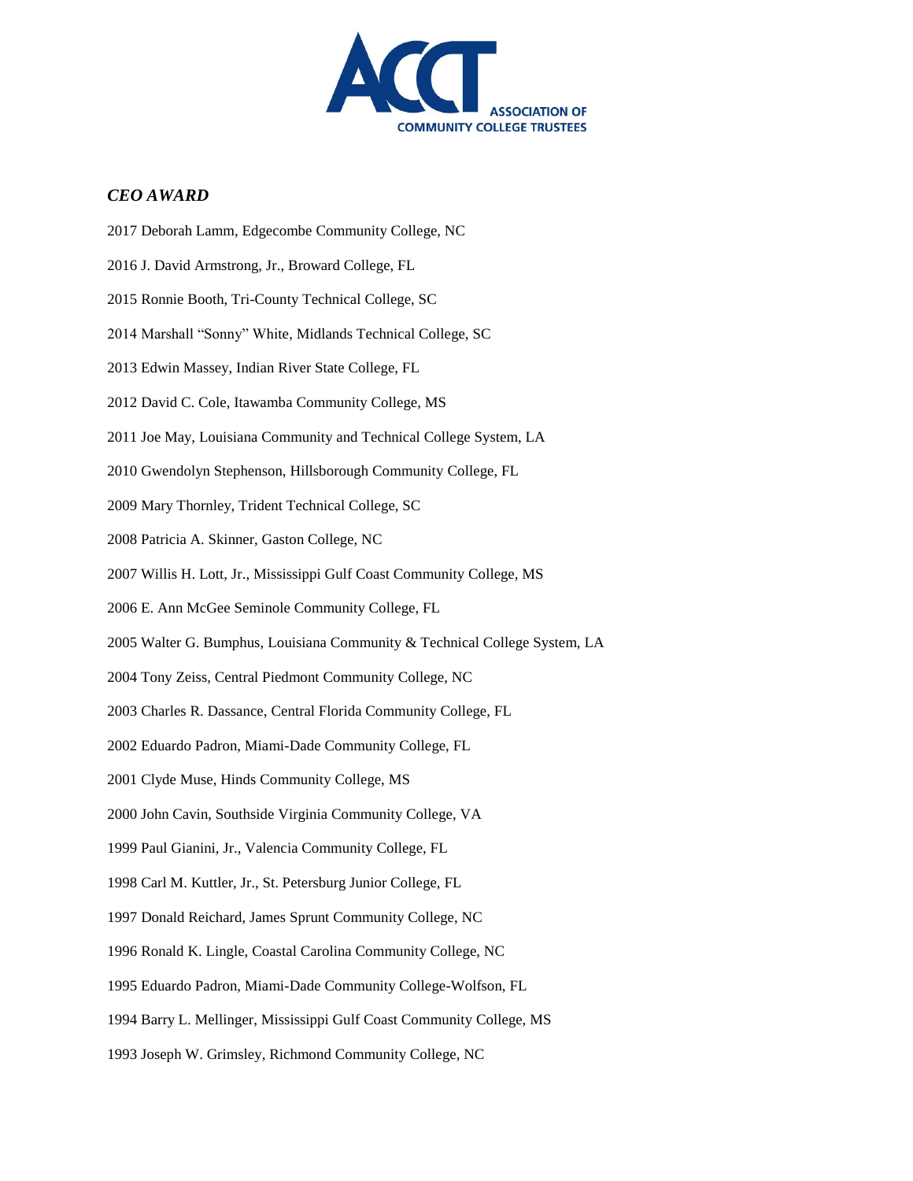### *CEO AWARD*

2017 Deborah Lamm, Edgecombe Community College, NC

2016 J. David Armstrong, Jr., Broward College, FL

2015 Ronnie Booth, Tri-County Technical College, SC

2014 Marshall "Sonny" White, Midlands Technical College, SC

2013 Edwin Massey, Indian River State College, FL

2012 David C. Cole, Itawamba Community College, MS

2011 Joe May, Louisiana Community and Technical College System, LA

2010 Gwendolyn Stephenson, Hillsborough Community College, FL

2009 Mary Thornley, Trident Technical College, SC

2008 Patricia A. Skinner, Gaston College, NC

2007 Willis H. Lott, Jr., Mississippi Gulf Coast Community College, MS

2006 E. Ann McGee Seminole Community College, FL

2005 Walter G. Bumphus, Louisiana Community & Technical College System, LA

2004 Tony Zeiss, Central Piedmont Community College, NC

2003 Charles R. Dassance, Central Florida Community College, FL

2002 Eduardo Padron, Miami-Dade Community College, FL

2001 Clyde Muse, Hinds Community College, MS

2000 John Cavin, Southside Virginia Community College, VA

1999 Paul Gianini, Jr., Valencia Community College, FL

1998 Carl M. Kuttler, Jr., St. Petersburg Junior College, FL

1997 Donald Reichard, James Sprunt Community College, NC

1996 Ronald K. Lingle, Coastal Carolina Community College, NC

1995 Eduardo Padron, Miami-Dade Community College-Wolfson, FL

1994 Barry L. Mellinger, Mississippi Gulf Coast Community College, MS

1993 Joseph W. Grimsley, Richmond Community College, NC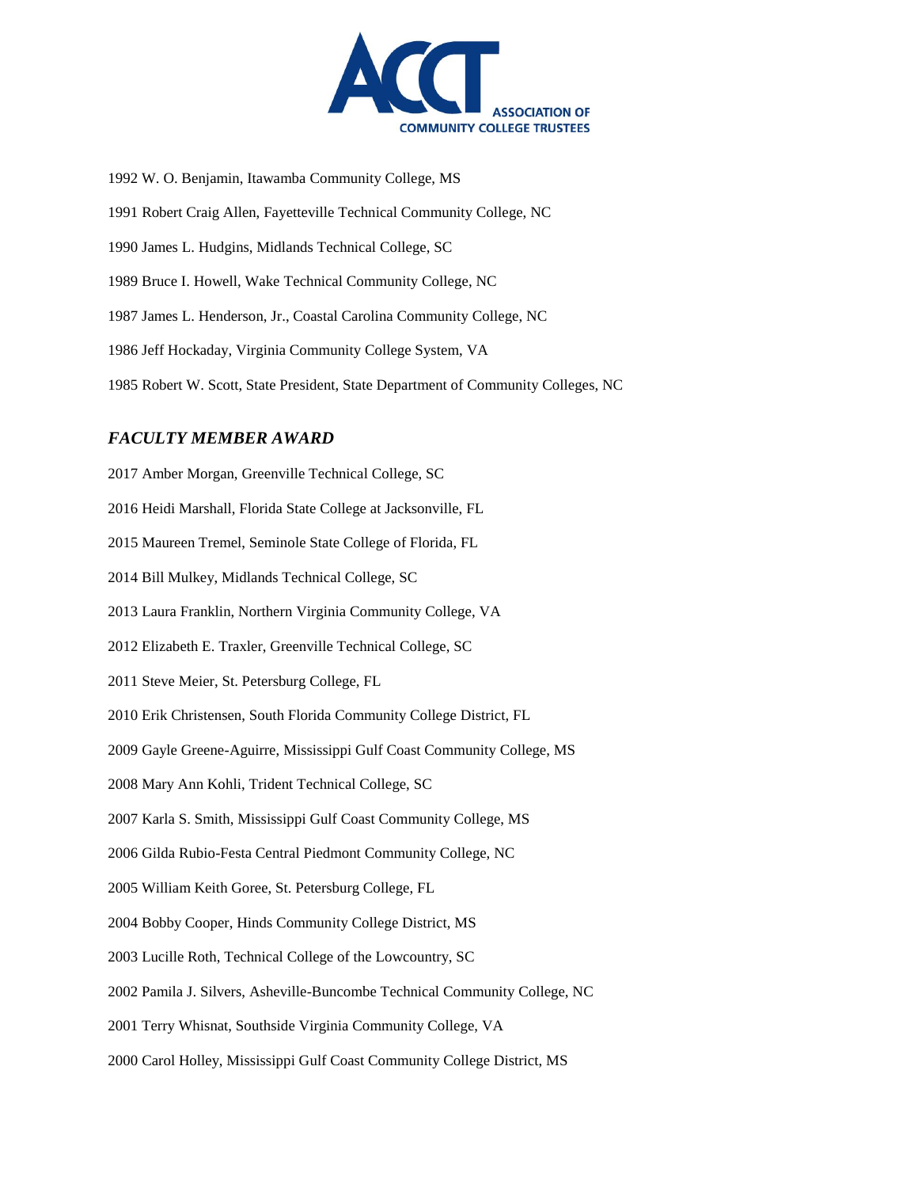1992 W. O. Benjamin, Itawamba Community College, MS

1991 Robert Craig Allen, Fayetteville Technical Community College, NC

1990 James L. Hudgins, Midlands Technical College, SC

1989 Bruce I. Howell, Wake Technical Community College, NC

1987 James L. Henderson, Jr., Coastal Carolina Community College, NC

1986 Jeff Hockaday, Virginia Community College System, VA

1985 Robert W. Scott, State President, State Department of Community Colleges, NC

### *FACULTY MEMBER AWARD*

2017 Amber Morgan, Greenville Technical College, SC

2016 Heidi Marshall, Florida State College at Jacksonville, FL

2015 Maureen Tremel, Seminole State College of Florida, FL

2014 Bill Mulkey, Midlands Technical College, SC

2013 Laura Franklin, Northern Virginia Community College, VA

2012 Elizabeth E. Traxler, Greenville Technical College, SC

2011 Steve Meier, St. Petersburg College, FL

2010 Erik Christensen, South Florida Community College District, FL

2009 Gayle Greene-Aguirre, Mississippi Gulf Coast Community College, MS

2008 Mary Ann Kohli, Trident Technical College, SC

2007 Karla S. Smith, Mississippi Gulf Coast Community College, MS

2006 Gilda Rubio-Festa Central Piedmont Community College, NC

2005 William Keith Goree, St. Petersburg College, FL

2004 Bobby Cooper, Hinds Community College District, MS

2003 Lucille Roth, Technical College of the Lowcountry, SC

2002 Pamila J. Silvers, Asheville-Buncombe Technical Community College, NC

2001 Terry Whisnat, Southside Virginia Community College, VA

2000 Carol Holley, Mississippi Gulf Coast Community College District, MS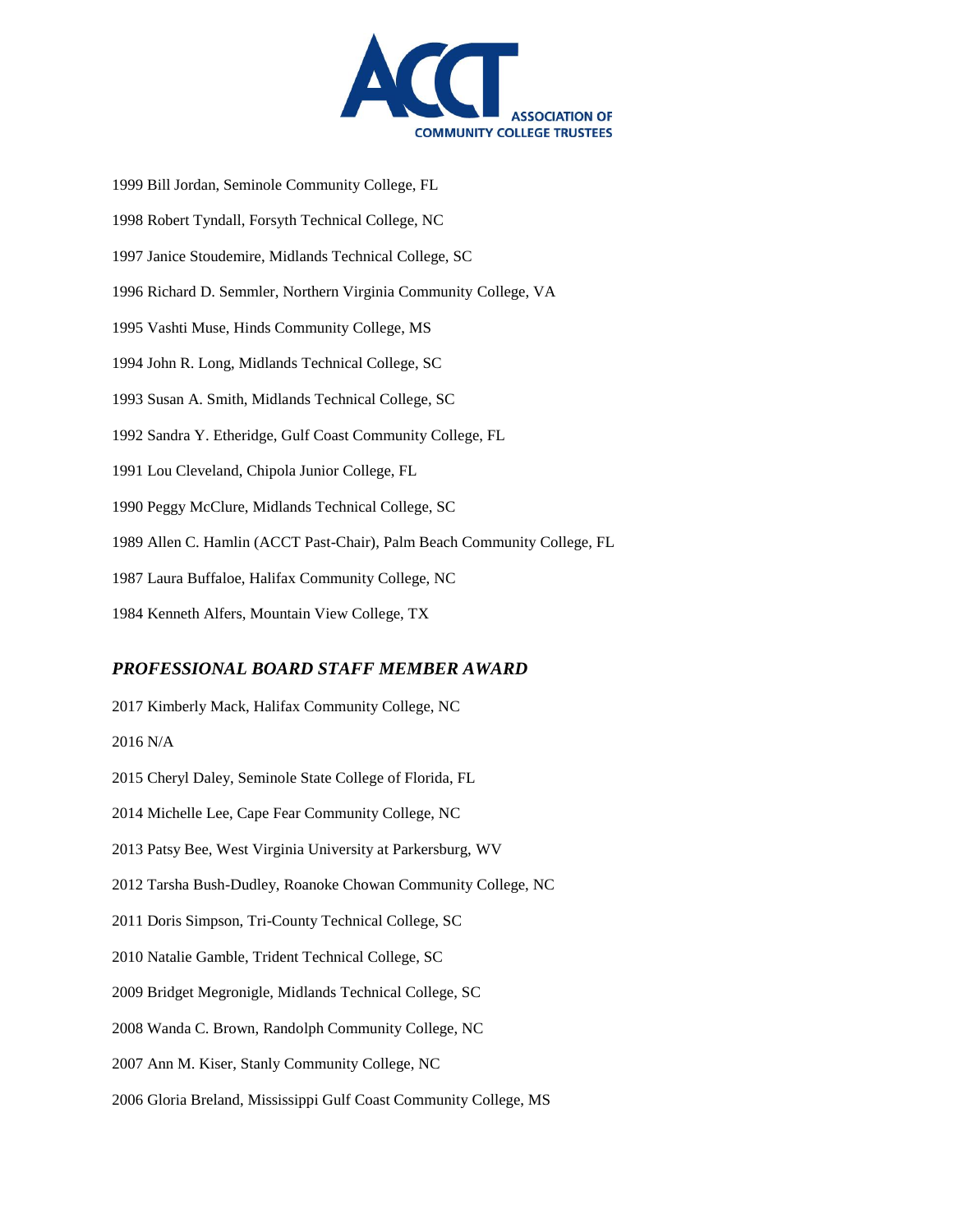1999 Bill Jordan, Seminole Community College, FL

1998 Robert Tyndall, Forsyth Technical College, NC

1997 Janice Stoudemire, Midlands Technical College, SC

1996 Richard D. Semmler, Northern Virginia Community College, VA

1995 Vashti Muse, Hinds Community College, MS

1994 John R. Long, Midlands Technical College, SC

1993 Susan A. Smith, Midlands Technical College, SC

1992 Sandra Y. Etheridge, Gulf Coast Community College, FL

1991 Lou Cleveland, Chipola Junior College, FL

1990 Peggy McClure, Midlands Technical College, SC

1989 Allen C. Hamlin (ACCT Past-Chair), Palm Beach Community College, FL

1987 Laura Buffaloe, Halifax Community College, NC

1984 Kenneth Alfers, Mountain View College, TX

## *PROFESSIONAL BOARD STAFF MEMBER AWARD*

2017 Kimberly Mack, Halifax Community College, NC

2016 N/A

2015 Cheryl Daley, Seminole State College of Florida, FL

2014 Michelle Lee, Cape Fear Community College, NC

2013 Patsy Bee, West Virginia University at Parkersburg, WV

2012 Tarsha Bush-Dudley, Roanoke Chowan Community College, NC

2011 Doris Simpson, Tri-County Technical College, SC

2010 Natalie Gamble, Trident Technical College, SC

2009 Bridget Megronigle, Midlands Technical College, SC

2008 Wanda C. Brown, Randolph Community College, NC

2007 Ann M. Kiser, Stanly Community College, NC

2006 Gloria Breland, Mississippi Gulf Coast Community College, MS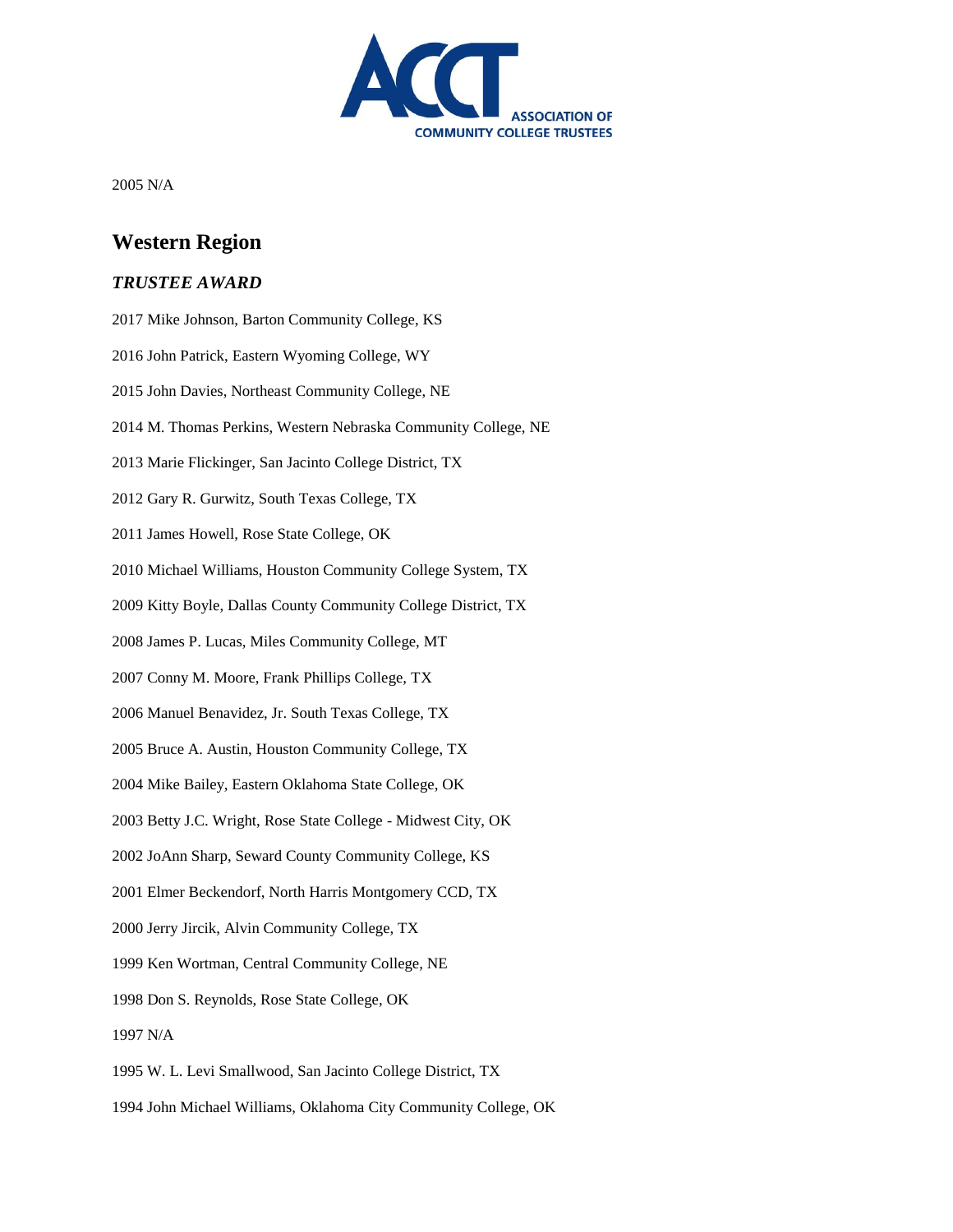2005 N/A

## Western Region

### *TRUSTEE AWARD*

2017 Mike Johnson, Barton Community College, KS

2016 John Patrick, Eastern Wyoming College, WY

2015 John Davies, Northeast Community College, NE

2014 M. Thomas Perkins, Western Nebraska Community College, NE

2013 Marie Flickinger, San Jacinto College District, TX

2012 Gary R. Gurwitz, South Texas College, TX

2011 James Howell, Rose State College, OK

2010 Michael Williams, Houston Community College System, TX

2009 Kitty Boyle, Dallas County Community College District, TX

2008 James P. Lucas, Miles Community College, MT

2007 Conny M. Moore, Frank Phillips College, TX

2006 Manuel Benavidez, Jr. South Texas College, TX

2005 Bruce A. Austin, Houston Community College, TX

2004 Mike Bailey, Eastern Oklahoma State College, OK

2003 Betty J.C. Wright, Rose State College - Midwest City, OK

2002 JoAnn Sharp, Seward County Community College, KS

2001 Elmer Beckendorf, North Harris Montgomery CCD, TX

2000 Jerry Jircik, Alvin Community College, TX

1999 Ken Wortman, Central Community College, NE

1998 Don S. Reynolds, Rose State College, OK

1997 N/A

1995 W. L. Levi Smallwood, San Jacinto College District, TX

1994 John Michael Williams, Oklahoma City Community College, OK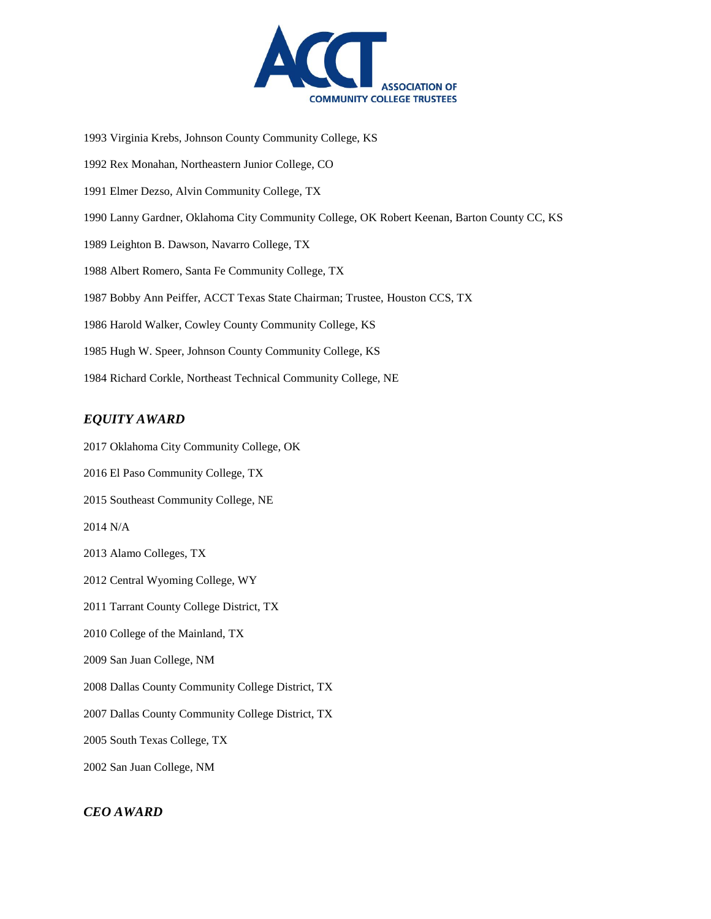1993 Virginia Krebs, Johnson County Community College, KS

1992 Rex Monahan, Northeastern Junior College, CO

1991 Elmer Dezso, Alvin Community College, TX

1990 Lanny Gardner, Oklahoma City Community College, OK Robert Keenan, Barton County CC, KS

1989 Leighton B. Dawson, Navarro College, TX

1988 Albert Romero, Santa Fe Community College, TX

1987 Bobby Ann Peiffer, ACCT Texas State Chairman; Trustee, Houston CCS, TX

1986 Harold Walker, Cowley County Community College, KS

1985 Hugh W. Speer, Johnson County Community College, KS

1984 Richard Corkle, Northeast Technical Community College, NE

## *EQUITY AWARD*

2017 Oklahoma City Community College, OK

2016 El Paso Community College, TX

2015 Southeast Community College, NE

2014 N/A

2013 Alamo Colleges, TX

2012 Central Wyoming College, WY

2011 Tarrant County College District, TX

2010 College of the Mainland, TX

2009 San Juan College, NM

2008 Dallas County Community College District, TX

2007 Dallas County Community College District, TX

2005 South Texas College, TX

2002 San Juan College, NM

## *CEO AWARD*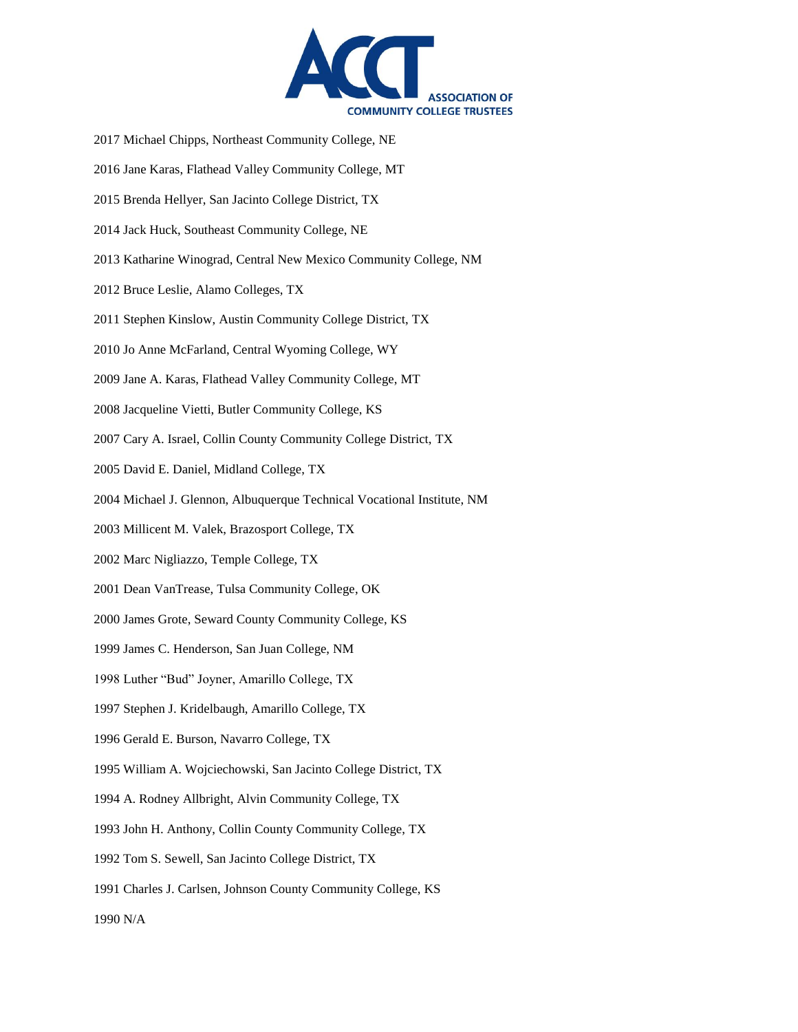2017 Michael Chipps, Northeast Community College, NE

2016 Jane Karas, Flathead Valley Community College, MT

2015 Brenda Hellyer, San Jacinto College District, TX

2014 Jack Huck, Southeast Community College, NE

2013 Katharine Winograd, Central New Mexico Community College, NM

2012 Bruce Leslie, Alamo Colleges, TX

2011 Stephen Kinslow, Austin Community College District, TX

2010 Jo Anne McFarland, Central Wyoming College, WY

2009 Jane A. Karas, Flathead Valley Community College, MT

2008 Jacqueline Vietti, Butler Community College, KS

2007 Cary A. Israel, Collin County Community College District, TX

2005 David E. Daniel, Midland College, TX

2004 Michael J. Glennon, Albuquerque Technical Vocational Institute, NM

2003 Millicent M. Valek, Brazosport College, TX

2002 Marc Nigliazzo, Temple College, TX

2001 Dean VanTrease, Tulsa Community College, OK

2000 James Grote, Seward County Community College, KS

1999 James C. Henderson, San Juan College, NM

1998 Luther "Bud" Joyner, Amarillo College, TX

1997 Stephen J. Kridelbaugh, Amarillo College, TX

1996 Gerald E. Burson, Navarro College, TX

1995 William A. Wojciechowski, San Jacinto College District, TX

1994 A. Rodney Allbright, Alvin Community College, TX

1993 John H. Anthony, Collin County Community College, TX

1992 Tom S. Sewell, San Jacinto College District, TX

1991 Charles J. Carlsen, Johnson County Community College, KS

1990 N/A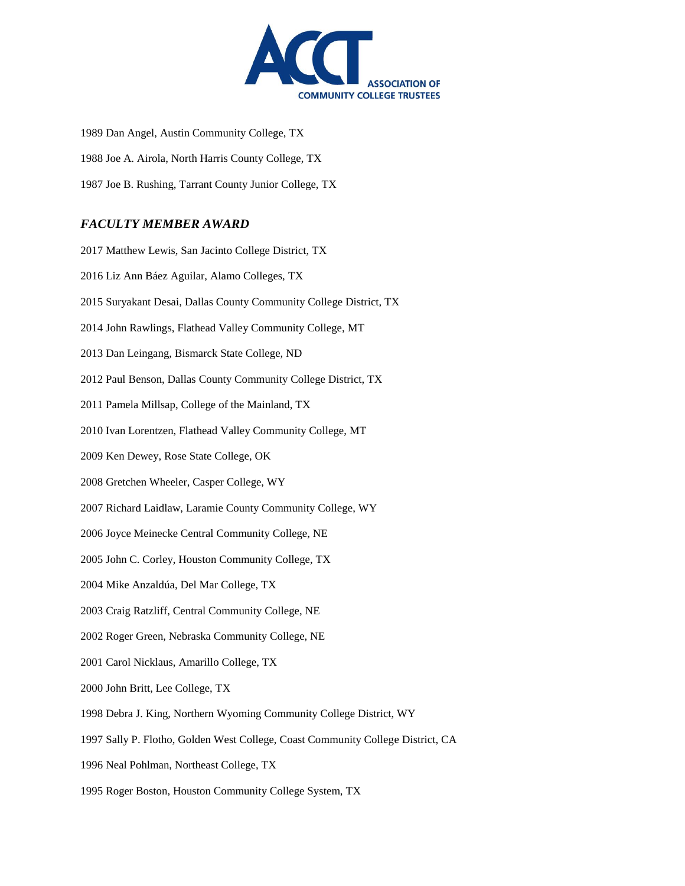1989 Dan Angel, Austin Community College, TX

1988 Joe A. Airola, North Harris County College, TX

1987 Joe B. Rushing, Tarrant County Junior College, TX

### *FACULTY MEMBER AWARD*

2017 Matthew Lewis, San Jacinto College District, TX

2016 Liz Ann Báez Aguilar, Alamo Colleges, TX

2015 Suryakant Desai, Dallas County Community College District, TX

2014 John Rawlings, Flathead Valley Community College, MT

2013 Dan Leingang, Bismarck State College, ND

2012 Paul Benson, Dallas County Community College District, TX

2011 Pamela Millsap, College of the Mainland, TX

2010 Ivan Lorentzen, Flathead Valley Community College, MT

2009 Ken Dewey, Rose State College, OK

2008 Gretchen Wheeler, Casper College, WY

2007 Richard Laidlaw, Laramie County Community College, WY

2006 Joyce Meinecke Central Community College, NE

2005 John C. Corley, Houston Community College, TX

2004 Mike Anzaldúa, Del Mar College, TX

2003 Craig Ratzliff, Central Community College, NE

2002 Roger Green, Nebraska Community College, NE

2001 Carol Nicklaus, Amarillo College, TX

2000 John Britt, Lee College, TX

1998 Debra J. King, Northern Wyoming Community College District, WY

1997 Sally P. Flotho, Golden West College, Coast Community College District, CA

1996 Neal Pohlman, Northeast College, TX

1995 Roger Boston, Houston Community College System, TX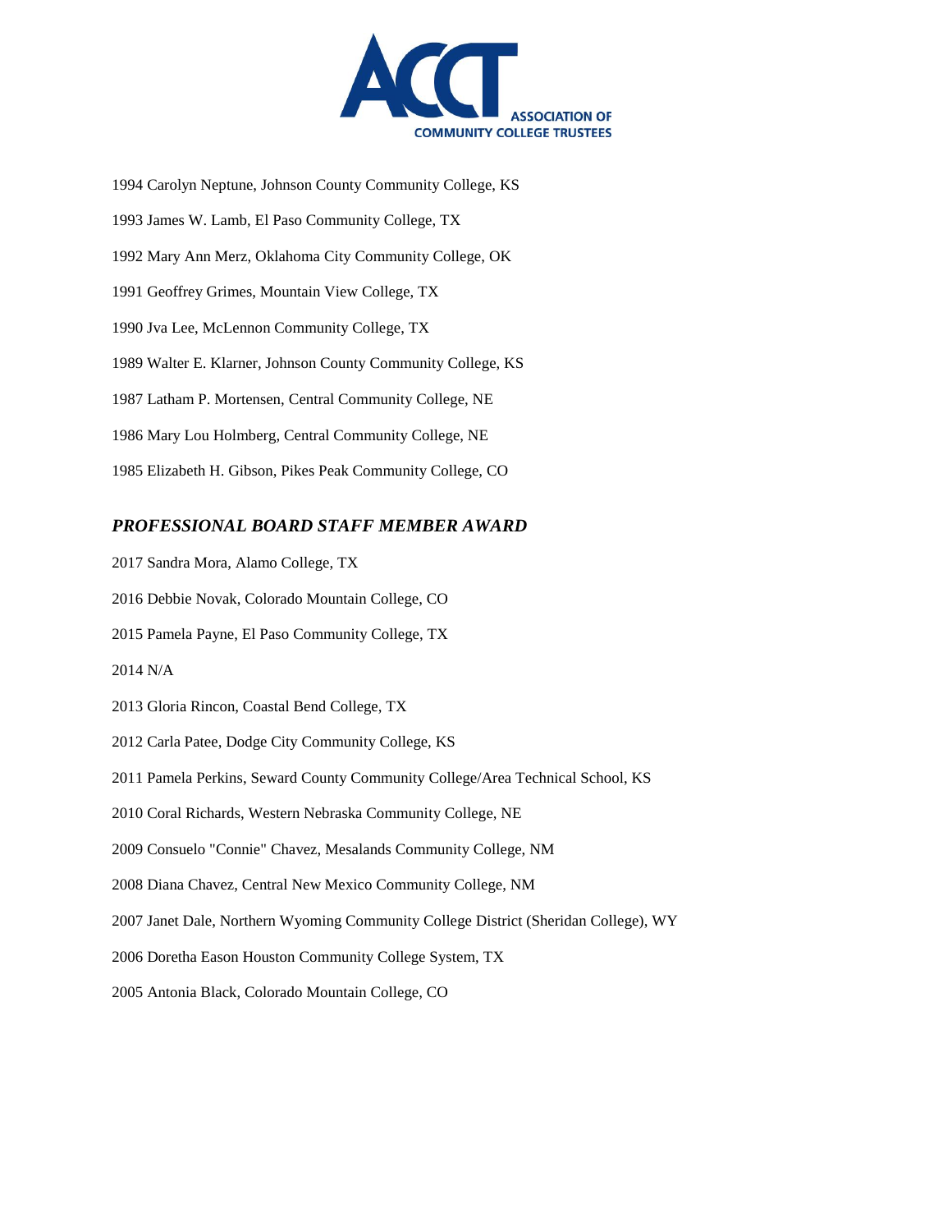1994 Carolyn Neptune, Johnson County Community College, KS

1993 James W. Lamb, El Paso Community College, TX

1992 Mary Ann Merz, Oklahoma City Community College, OK

1991 Geoffrey Grimes, Mountain View College, TX

1990 Jva Lee, McLennon Community College, TX

1989 Walter E. Klarner, Johnson County Community College, KS

1987 Latham P. Mortensen, Central Community College, NE

1986 Mary Lou Holmberg, Central Community College, NE

1985 Elizabeth H. Gibson, Pikes Peak Community College, CO

## *PROFESSIONAL BOARD STAFF MEMBER AWARD*

2017 Sandra Mora, Alamo College, TX

2016 Debbie Novak, Colorado Mountain College, CO

2015 Pamela Payne, El Paso Community College, TX

2014 N/A

2013 Gloria Rincon, Coastal Bend College, TX

2012 Carla Patee, Dodge City Community College, KS

2011 Pamela Perkins, Seward County Community College/Area Technical School, KS

2010 Coral Richards, Western Nebraska Community College, NE

2009 Consuelo "Connie" Chavez, Mesalands Community College, NM

2008 Diana Chavez, Central New Mexico Community College, NM

2007 Janet Dale, Northern Wyoming Community College District (Sheridan College), WY

2006 Doretha Eason Houston Community College System, TX

2005 Antonia Black, Colorado Mountain College, CO